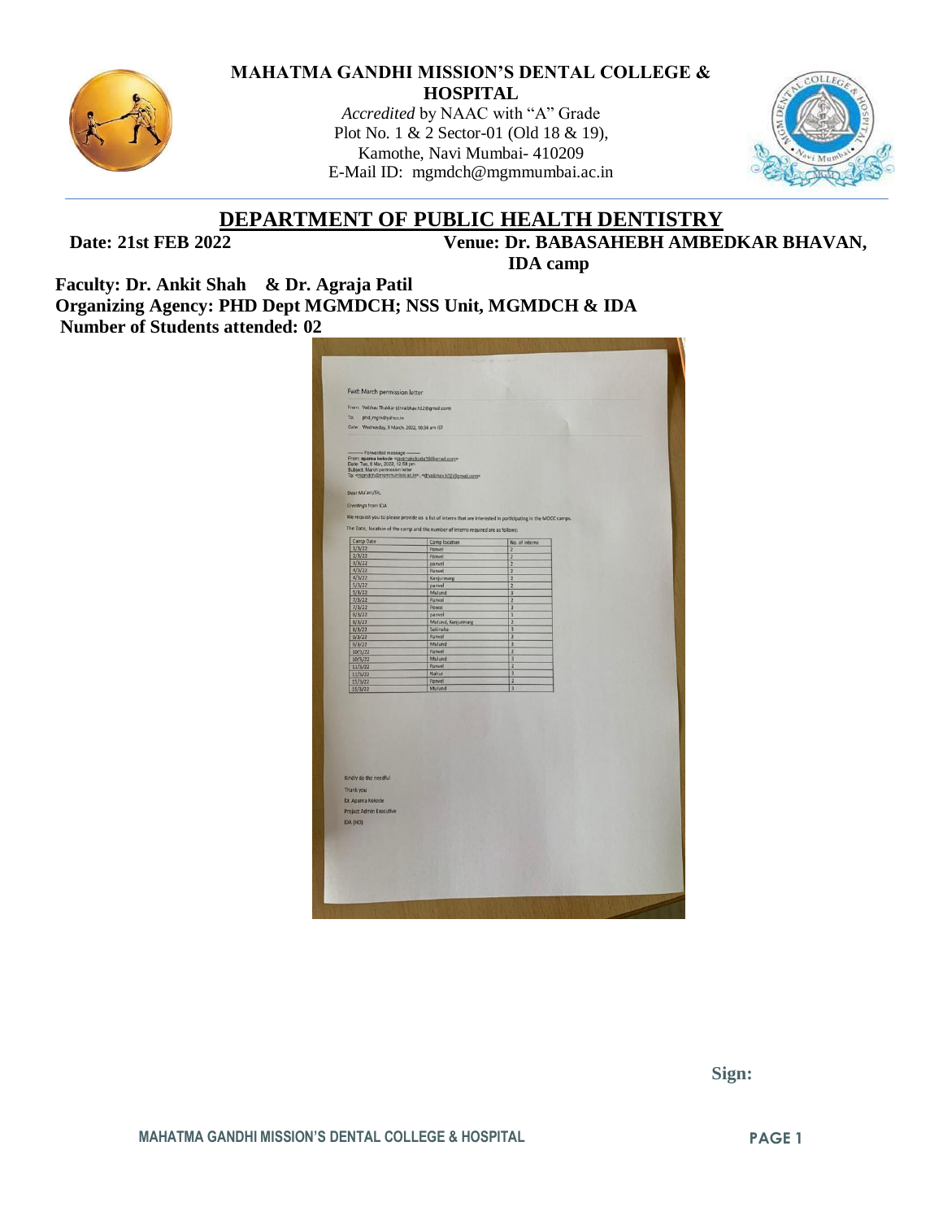**MAHATMA GANDHI MISSION'S DENTAL COLLEGE & HOSPITAL**

*Accredited* by NAAC with "A" Grade
Plot No. 1 & 2 Sector-01 (Old 18 & 19),
Kamothe, Navi Mumbai- 410209
E-Mail ID: mgmdch@mgmmumbai.ac.in

# DEPARTMENT OF PUBLIC HEALTH DENTISTRY

**Date: 21st FEB 2022** **Venue: Dr. BABASAHEBH AMBEDKAR BHAVAN, IDA camp**

**Faculty: Dr. Ankit Shah & Dr. Agraja Patil**
**Organizing Agency: PHD Dept MGMDCH; NSS Unit, MGMDCH & IDA**
**Number of Students attended: 02**

Fwd: March permission letter

From: Vaibhav Thakkar (drvaibhav.h12@gmail.com)
To: phd_mgm@yahoo.in
Date: Wednesday, 9 March, 2022, 10:36 am IST

---------- Forwarded message ---------
From: aparna kokode <aparnakokode19@gmail.com>
Date: Tue, 8 Mar, 2022, 12:58 pm
Subject: March permission letter
To: <mgmdch@mgmmumbai.ac.in>, <drvaibhav.h12@gmail.com>

Dear Ma'am/Sir,

Greetings from IDA

We request you to please provide us a list of interns that are interested in participating in the MOCC camps.

The Date, location of the camp and the number of interns required are as follows:

| Camp Date | Camp location | No. of interns |
|---|---|---|
| 1/3/22 | Panvel | 2 |
| 2/3/22 | Panvel | 2 |
| 3/3/22 | panvel | 2 |
| 4/3/22 | Panvel | 2 |
| 4/3/22 | Kanjurmarg | 2 |
| 5/3/22 | panvel | 2 |
| 5/3/22 | Mulund | 3 |
| 7/3/22 | Panvel | 2 |
| 7/3/22 | Powai | 3 |
| 8/3/22 | panvel | 1 |
| 8/3/22 | Mulund, Kanjurmarg | 2 |
| 8/3/22 | Sakinaka | 3 |
| 9/3/22 | Panvel | 2 |
| 9/3/22 | Mulund | 3 |
| 10/3/22 | Panvel | 2 |
| 10/3/22 | Mulund | 3 |
| 11/3/22 | Panvel | 2 |
| 11/3/22 | Nahur | 3 |
| 15/3/22 | Panvel | 2 |
| 15/3/22 | Mulund | 3 |

Kindly do the needful

Thank you

Dr. Aparna Kokode
Project Admin Executive
IDA (HO)

**Sign:**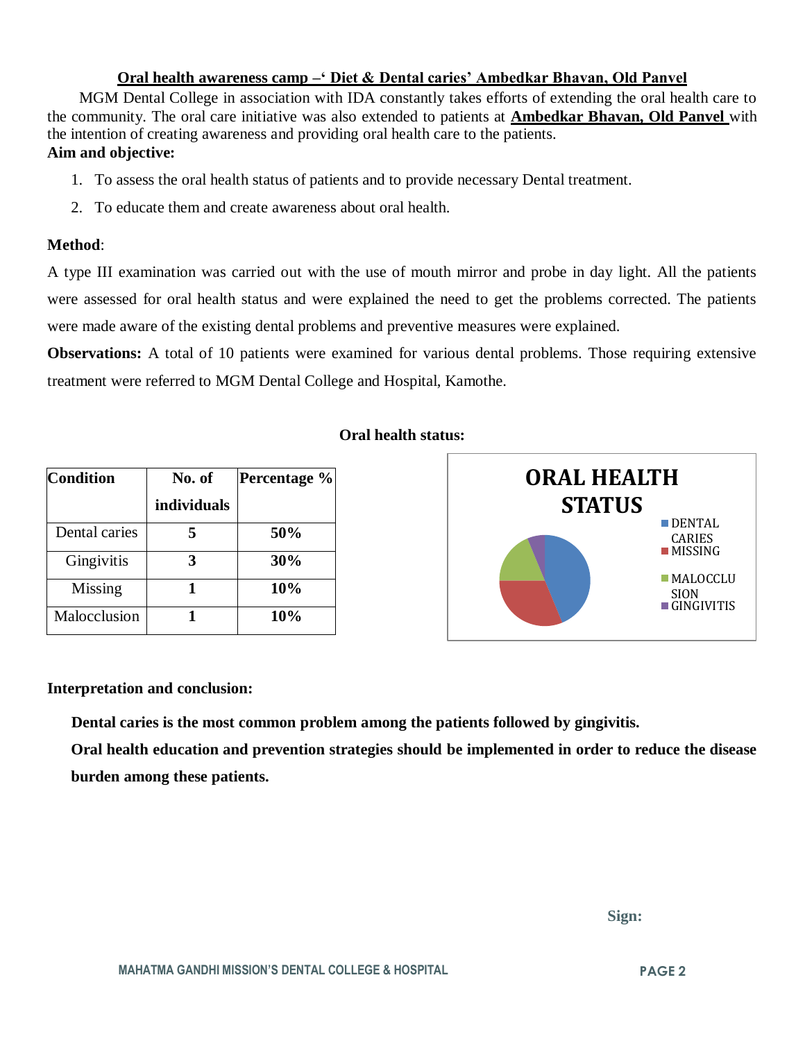## Oral health awareness camp –' Diet & Dental caries' Ambedkar Bhavan, Old Panvel

MGM Dental College in association with IDA constantly takes efforts of extending the oral health care to the community. The oral care initiative was also extended to patients at **Ambedkar Bhavan, Old Panvel** with the intention of creating awareness and providing oral health care to the patients.

**Aim and objective:**

1. To assess the oral health status of patients and to provide necessary Dental treatment.
2. To educate them and create awareness about oral health.

**Method**:

A type III examination was carried out with the use of mouth mirror and probe in day light. All the patients were assessed for oral health status and were explained the need to get the problems corrected. The patients were made aware of the existing dental problems and preventive measures were explained.

**Observations:** A total of 10 patients were examined for various dental problems. Those requiring extensive treatment were referred to MGM Dental College and Hospital, Kamothe.

**Oral health status:**

| Condition | No. of individuals | Percentage % |
|---|---|---|
| Dental caries | **5** | **50%** |
| Gingivitis | **3** | **30%** |
| Missing | **1** | **10%** |
| Malocclusion | **1** | **10%** |

**ORAL HEALTH STATUS**

- DENTAL CARIES
- MISSING
- MALOCCLUSION
- GINGIVITIS

**Interpretation and conclusion:**

**Dental caries is the most common problem among the patients followed by gingivitis.**

**Oral health education and prevention strategies should be implemented in order to reduce the disease burden among these patients.**

**Sign:**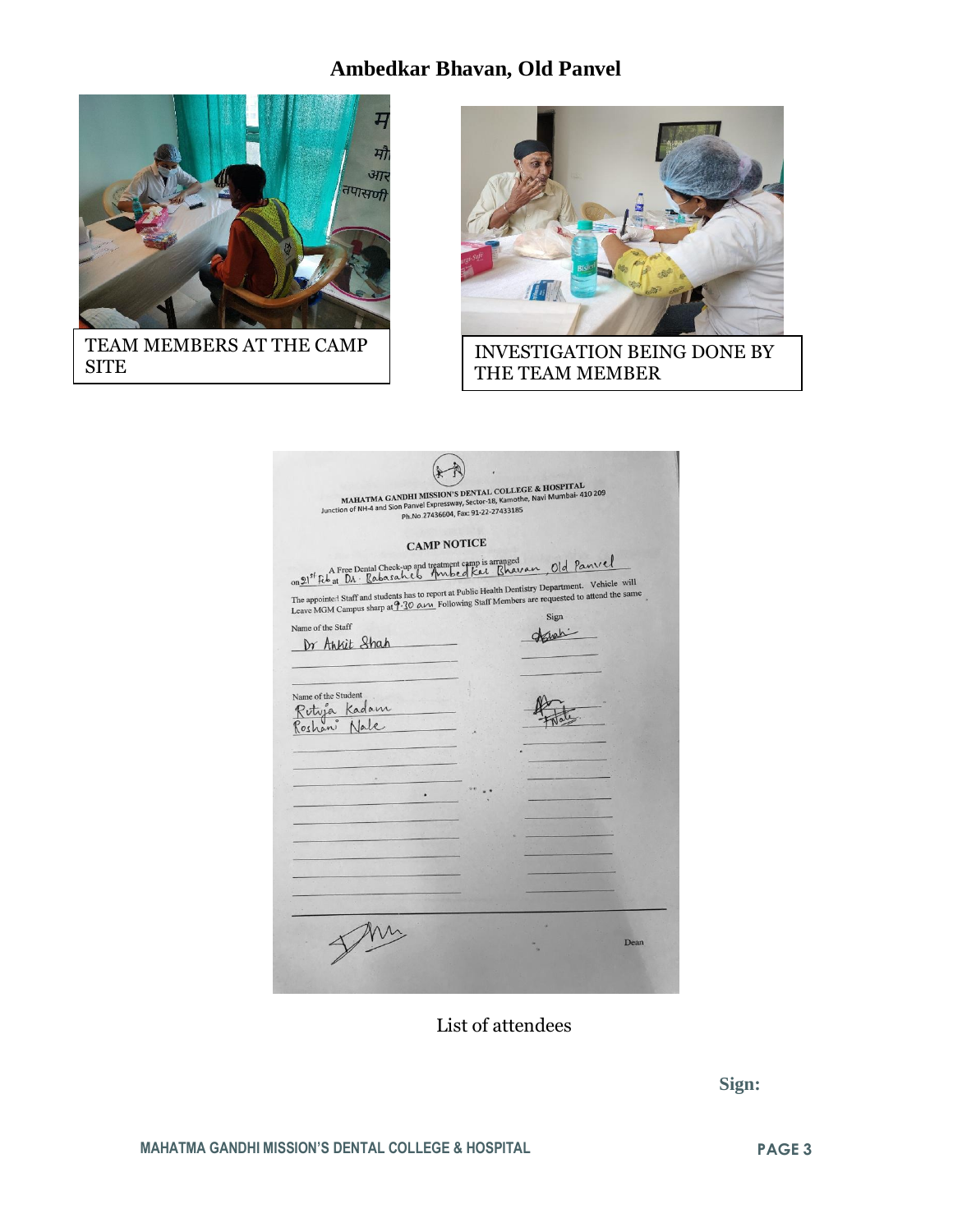## Ambedkar Bhavan, Old Panvel

TEAM MEMBERS AT THE CAMP SITE

INVESTIGATION BEING DONE BY THE TEAM MEMBER

List of attendees

**Sign:**